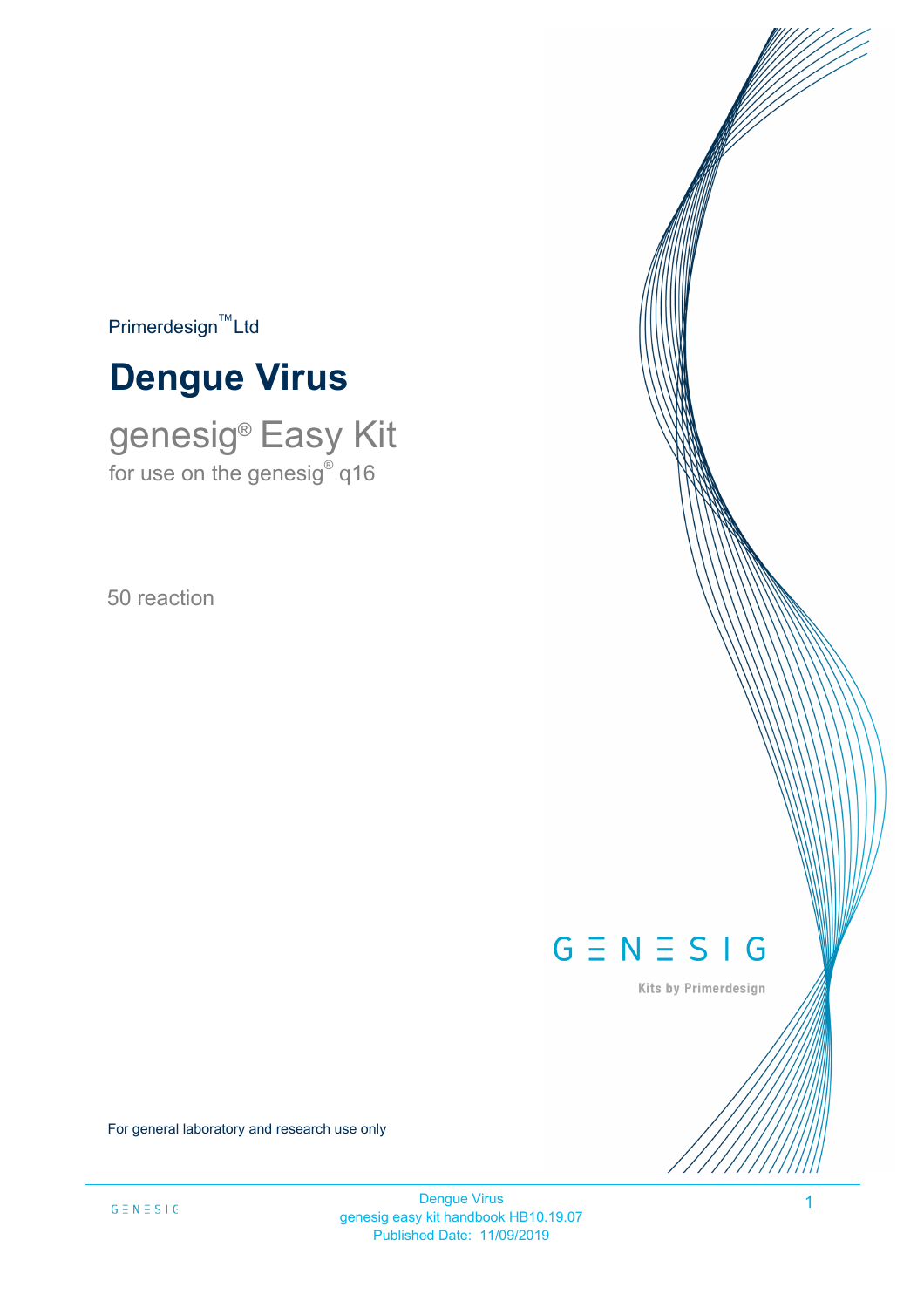Primerdesign™ Ltd

# Dengue Virus

## genesig® Easy Kit

for use on the genesig® q16

50 reaction

GENESIG

Kits by Primerdesign

For general laboratory and research use only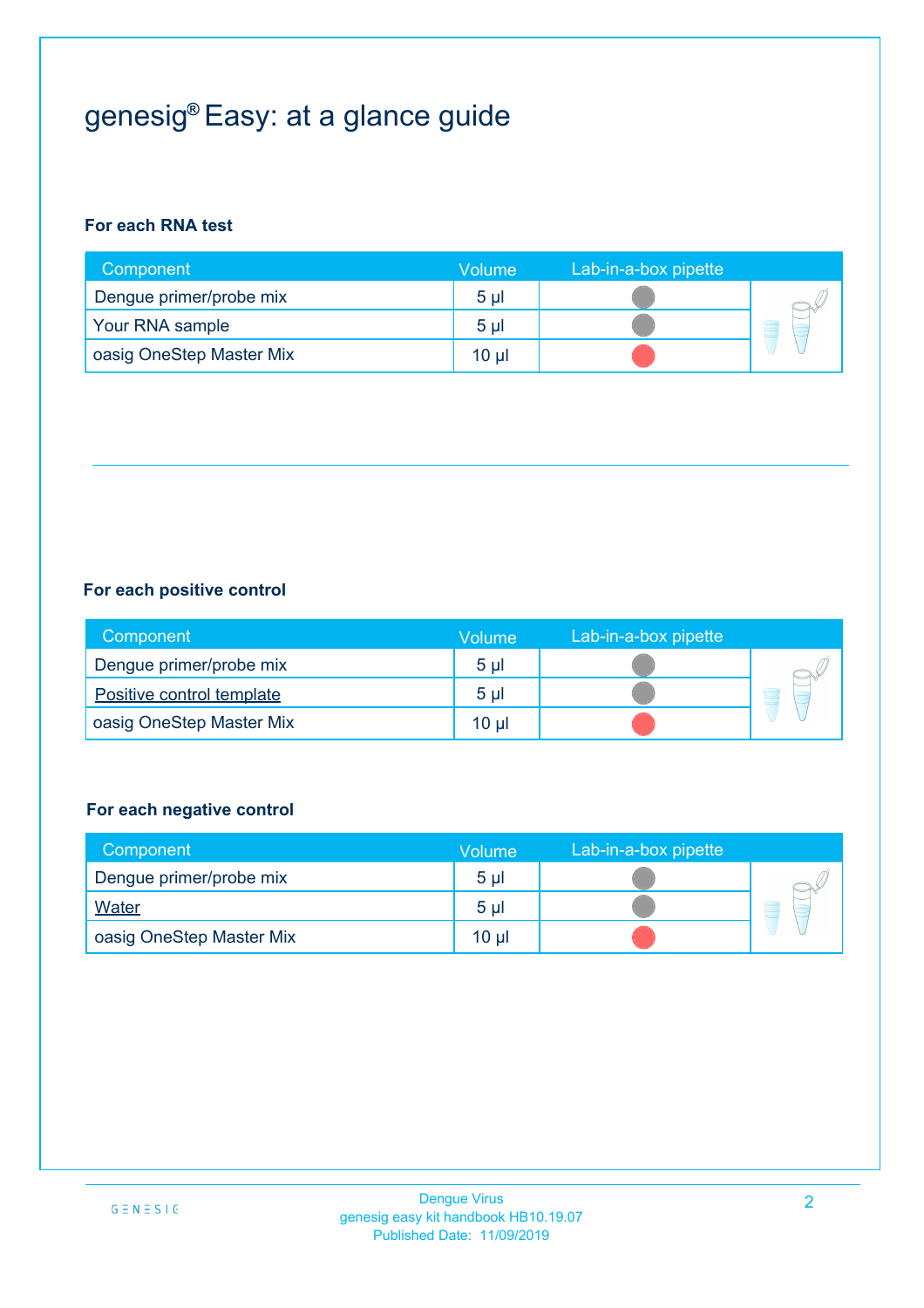# genesig® Easy: at a glance guide

**For each RNA test**

| Component | Volume | Lab-in-a-box pipette |
|---|---|---|
| Dengue primer/probe mix | 5 µl | Grey |
| Your RNA sample | 5 µl | Grey |
| oasig OneStep Master Mix | 10 µl | Red |

**For each positive control**

| Component | Volume | Lab-in-a-box pipette |
|---|---|---|
| Dengue primer/probe mix | 5 µl | Grey |
| Positive control template | 5 µl | Grey |
| oasig OneStep Master Mix | 10 µl | Red |

**For each negative control**

| Component | Volume | Lab-in-a-box pipette |
|---|---|---|
| Dengue primer/probe mix | 5 µl | Grey |
| Water | 5 µl | Grey |
| oasig OneStep Master Mix | 10 µl | Red |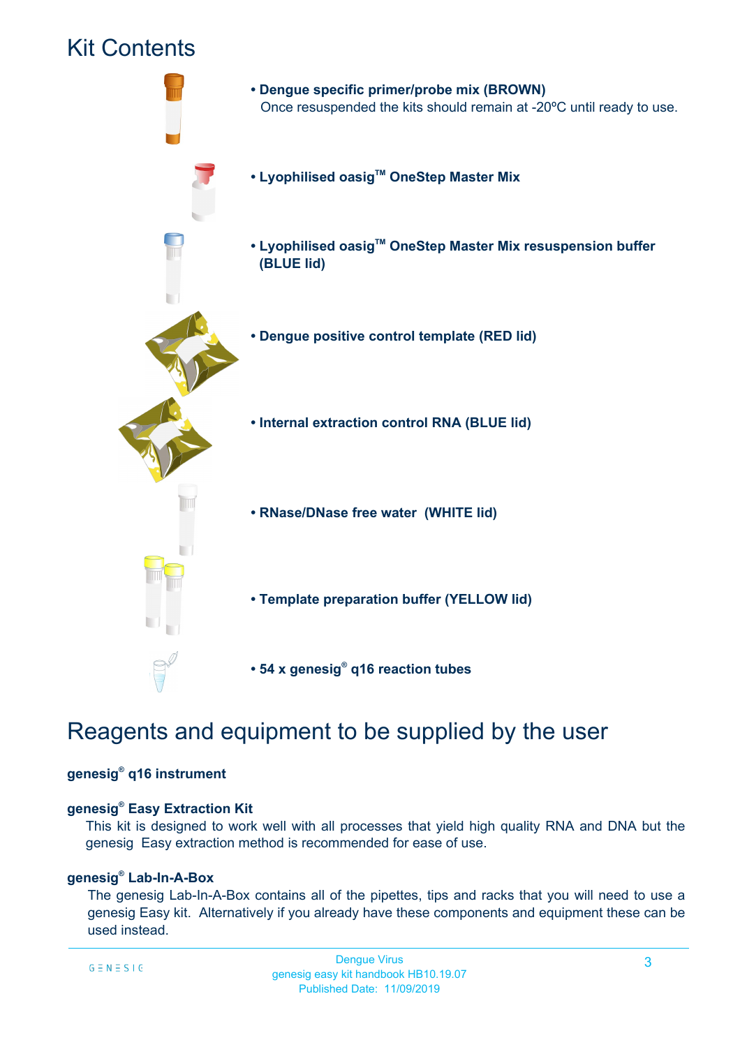# Kit Contents

- **Dengue specific primer/probe mix (BROWN)**
  Once resuspended the kits should remain at -20ºC until ready to use.
- **Lyophilised oasig™ OneStep Master Mix**
- **Lyophilised oasig™ OneStep Master Mix resuspension buffer (BLUE lid)**
- **Dengue positive control template (RED lid)**
- **Internal extraction control RNA (BLUE lid)**
- **RNase/DNase free water (WHITE lid)**
- **Template preparation buffer (YELLOW lid)**
- **54 x genesig® q16 reaction tubes**

# Reagents and equipment to be supplied by the user

**genesig® q16 instrument**

**genesig® Easy Extraction Kit**

This kit is designed to work well with all processes that yield high quality RNA and DNA but the genesig Easy extraction method is recommended for ease of use.

**genesig® Lab-In-A-Box**

The genesig Lab-In-A-Box contains all of the pipettes, tips and racks that you will need to use a genesig Easy kit. Alternatively if you already have these components and equipment these can be used instead.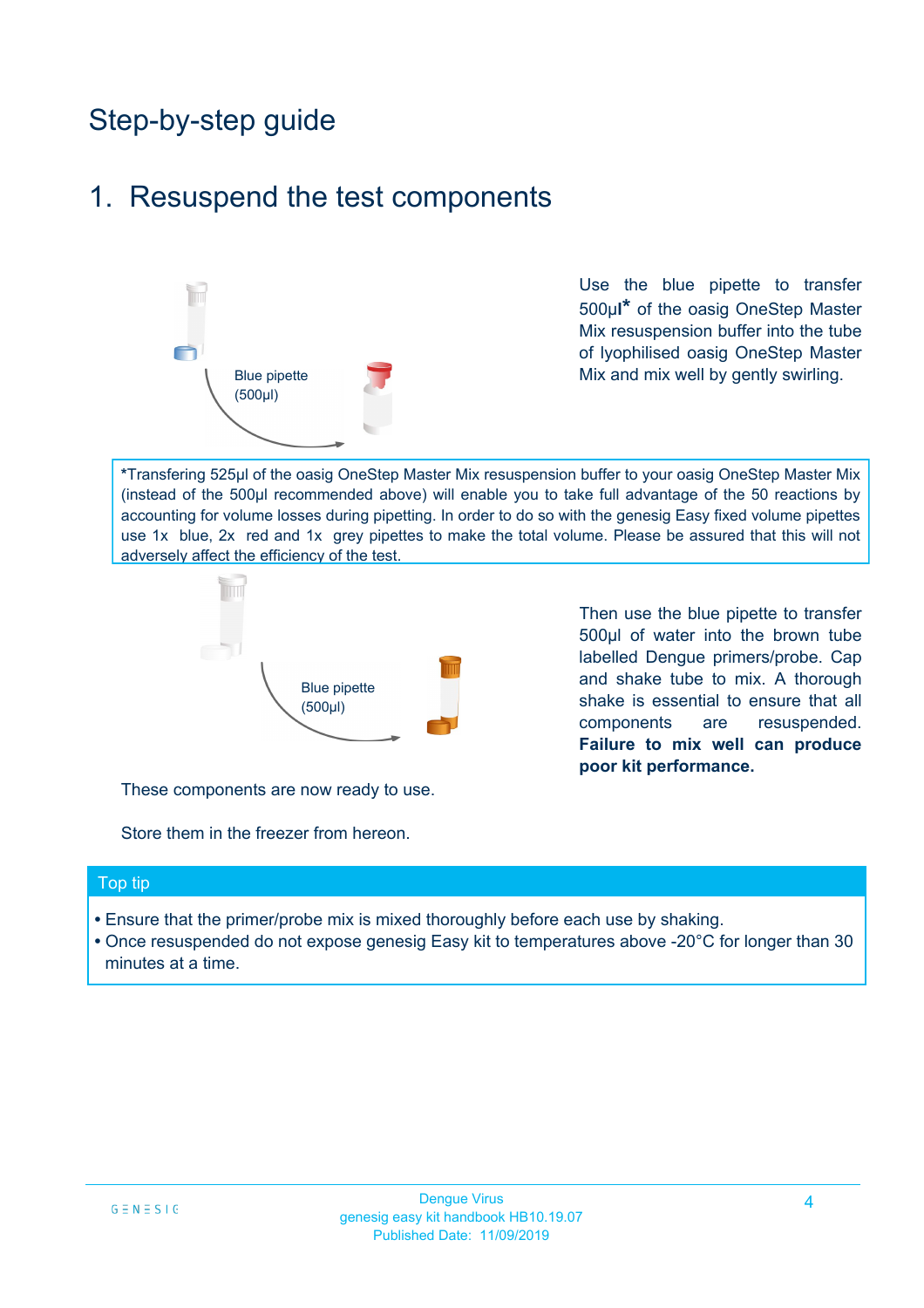# Step-by-step guide

## 1. Resuspend the test components

Blue pipette (500µl)

Use the blue pipette to transfer 500µl* of the oasig OneStep Master Mix resuspension buffer into the tube of lyophilised oasig OneStep Master Mix and mix well by gently swirling.

*Transfering 525µl of the oasig OneStep Master Mix resuspension buffer to your oasig OneStep Master Mix (instead of the 500µl recommended above) will enable you to take full advantage of the 50 reactions by accounting for volume losses during pipetting. In order to do so with the genesig Easy fixed volume pipettes use 1x blue, 2x red and 1x grey pipettes to make the total volume. Please be assured that this will not adversely affect the efficiency of the test.

Blue pipette (500µl)

Then use the blue pipette to transfer 500µl of water into the brown tube labelled Dengue primers/probe. Cap and shake tube to mix. A thorough shake is essential to ensure that all components are resuspended. **Failure to mix well can produce poor kit performance.**

These components are now ready to use.

Store them in the freezer from hereon.

### Top tip

- Ensure that the primer/probe mix is mixed thoroughly before each use by shaking.
- Once resuspended do not expose genesig Easy kit to temperatures above -20°C for longer than 30 minutes at a time.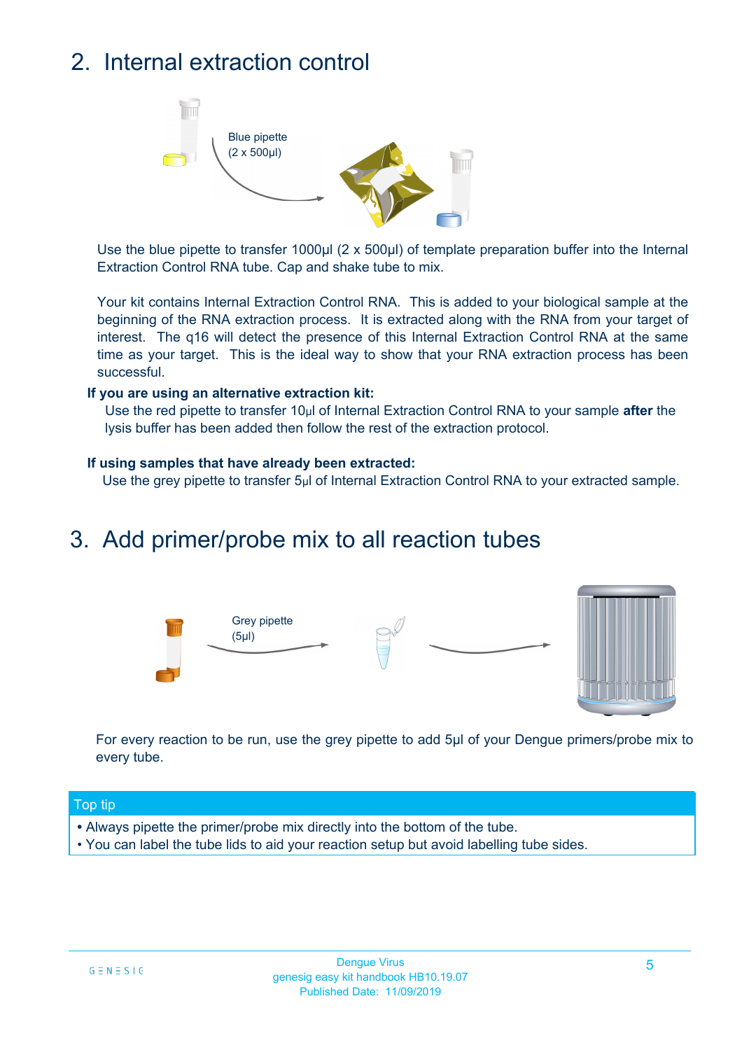## 2. Internal extraction control

Blue pipette
(2 x 500µl)

Use the blue pipette to transfer 1000µl (2 x 500µl) of template preparation buffer into the Internal Extraction Control RNA tube. Cap and shake tube to mix.

Your kit contains Internal Extraction Control RNA. This is added to your biological sample at the beginning of the RNA extraction process. It is extracted along with the RNA from your target of interest. The q16 will detect the presence of this Internal Extraction Control RNA at the same time as your target. This is the ideal way to show that your RNA extraction process has been successful.

**If you are using an alternative extraction kit:**

Use the red pipette to transfer 10µl of Internal Extraction Control RNA to your sample **after** the lysis buffer has been added then follow the rest of the extraction protocol.

**If using samples that have already been extracted:**

Use the grey pipette to transfer 5µl of Internal Extraction Control RNA to your extracted sample.

## 3. Add primer/probe mix to all reaction tubes

Grey pipette
(5µl)

For every reaction to be run, use the grey pipette to add 5µl of your Dengue primers/probe mix to every tube.

**Top tip**

- Always pipette the primer/probe mix directly into the bottom of the tube.
- You can label the tube lids to aid your reaction setup but avoid labelling tube sides.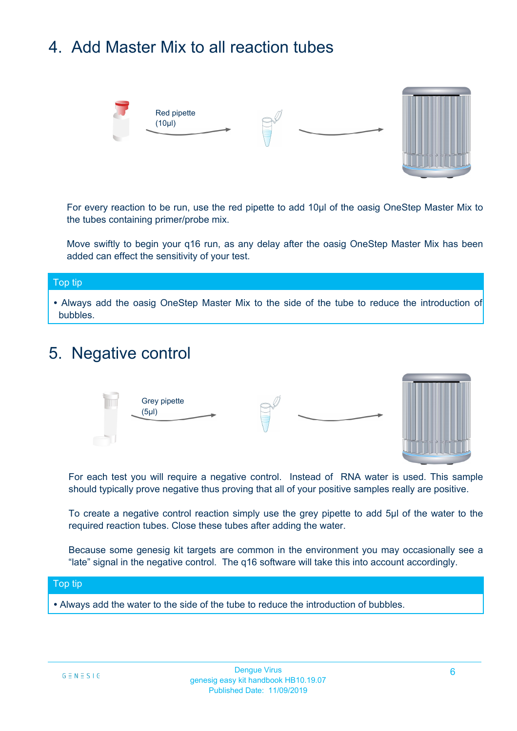## 4. Add Master Mix to all reaction tubes

Red pipette
(10µl)

For every reaction to be run, use the red pipette to add 10µl of the oasig OneStep Master Mix to the tubes containing primer/probe mix.

Move swiftly to begin your q16 run, as any delay after the oasig OneStep Master Mix has been added can effect the sensitivity of your test.

**Top tip**

- Always add the oasig OneStep Master Mix to the side of the tube to reduce the introduction of bubbles.

## 5. Negative control

Grey pipette
(5µl)

For each test you will require a negative control. Instead of RNA water is used. This sample should typically prove negative thus proving that all of your positive samples really are positive.

To create a negative control reaction simply use the grey pipette to add 5µl of the water to the required reaction tubes. Close these tubes after adding the water.

Because some genesig kit targets are common in the environment you may occasionally see a "late" signal in the negative control. The q16 software will take this into account accordingly.

**Top tip**

- Always add the water to the side of the tube to reduce the introduction of bubbles.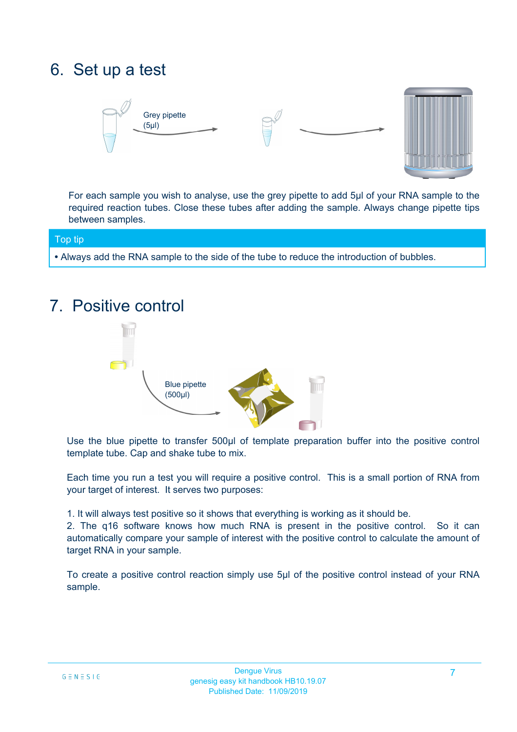# 6. Set up a test

Grey pipette (5µl)

For each sample you wish to analyse, use the grey pipette to add 5µl of your RNA sample to the required reaction tubes. Close these tubes after adding the sample. Always change pipette tips between samples.

**Top tip**

- Always add the RNA sample to the side of the tube to reduce the introduction of bubbles.

# 7. Positive control

Blue pipette (500µl)

Use the blue pipette to transfer 500µl of template preparation buffer into the positive control template tube. Cap and shake tube to mix.

Each time you run a test you will require a positive control. This is a small portion of RNA from your target of interest. It serves two purposes:

1. It will always test positive so it shows that everything is working as it should be.
2. The q16 software knows how much RNA is present in the positive control. So it can automatically compare your sample of interest with the positive control to calculate the amount of target RNA in your sample.

To create a positive control reaction simply use 5µl of the positive control instead of your RNA sample.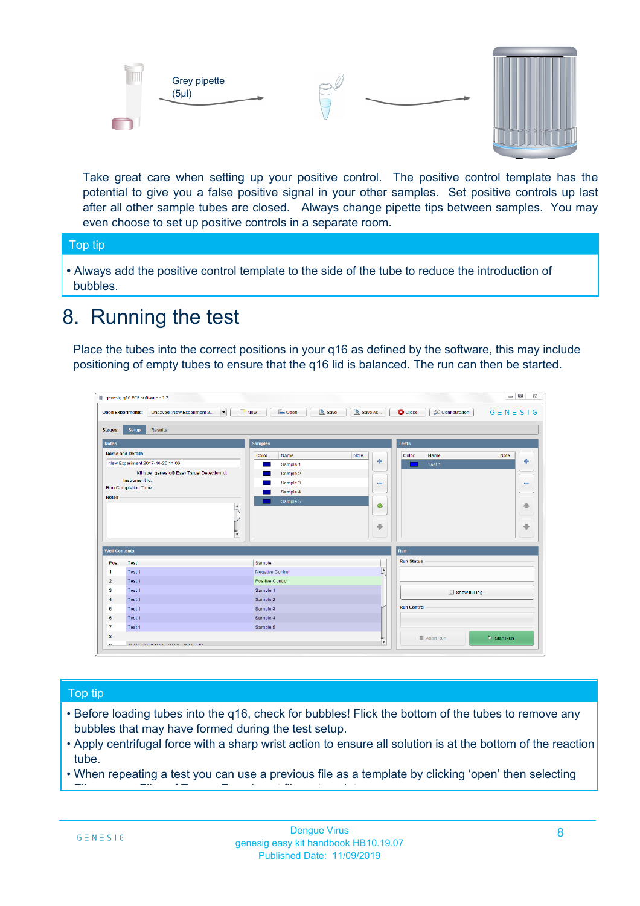Grey pipette (5µl)

Take great care when setting up your positive control. The positive control template has the potential to give you a false positive signal in your other samples. Set positive controls up last after all other sample tubes are closed. Always change pipette tips between samples. You may even choose to set up positive controls in a separate room.

**Top tip**

- Always add the positive control template to the side of the tube to reduce the introduction of bubbles.

# 8. Running the test

Place the tubes into the correct positions in your q16 as defined by the software, this may include positioning of empty tubes to ensure that the q16 lid is balanced. The run can then be started.

**Top tip**

- Before loading tubes into the q16, check for bubbles! Flick the bottom of the tubes to remove any bubbles that may have formed during the test setup.
- Apply centrifugal force with a sharp wrist action to ensure all solution is at the bottom of the reaction tube.
- When repeating a test you can use a previous file as a template by clicking 'open' then selecting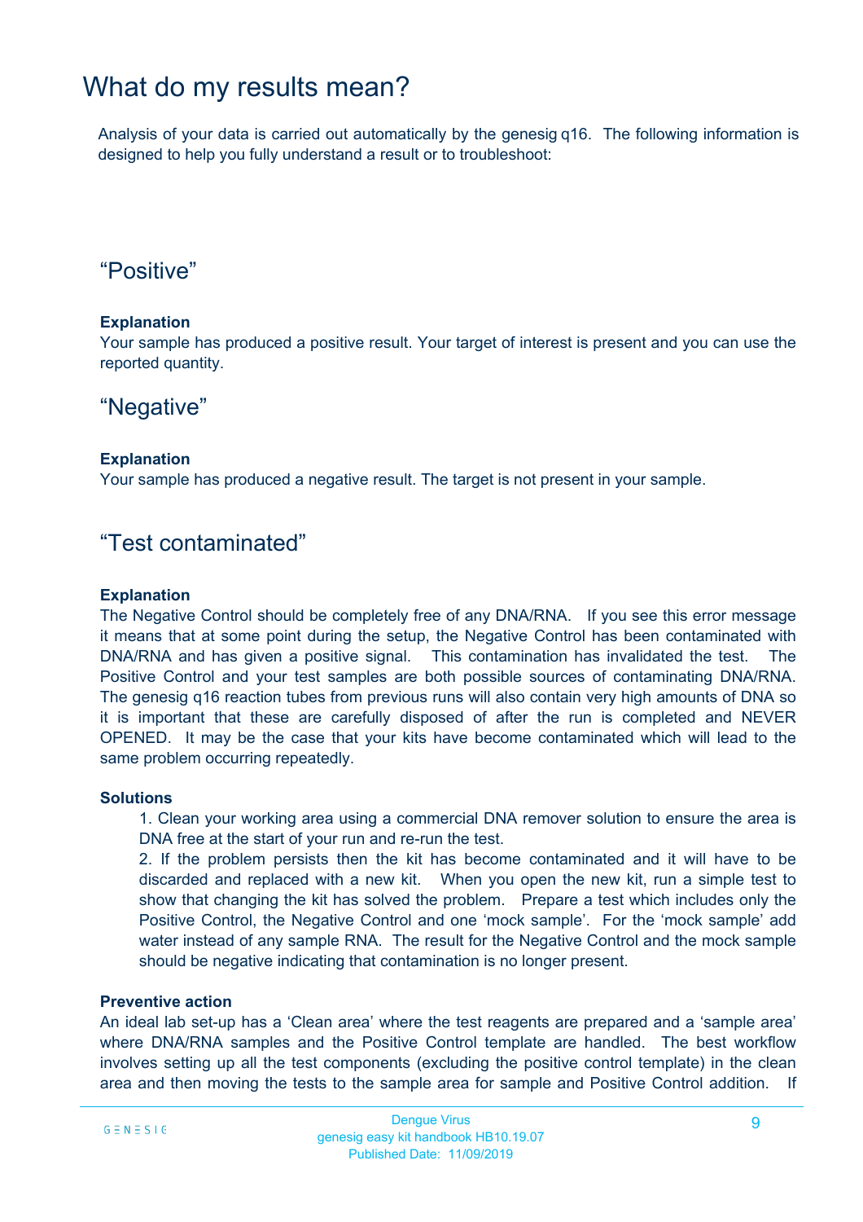# What do my results mean?

Analysis of your data is carried out automatically by the genesig q16. The following information is designed to help you fully understand a result or to troubleshoot:

## “Positive”

**Explanation**

Your sample has produced a positive result. Your target of interest is present and you can use the reported quantity.

## “Negative”

**Explanation**

Your sample has produced a negative result. The target is not present in your sample.

## “Test contaminated”

**Explanation**

The Negative Control should be completely free of any DNA/RNA. If you see this error message it means that at some point during the setup, the Negative Control has been contaminated with DNA/RNA and has given a positive signal. This contamination has invalidated the test. The Positive Control and your test samples are both possible sources of contaminating DNA/RNA. The genesig q16 reaction tubes from previous runs will also contain very high amounts of DNA so it is important that these are carefully disposed of after the run is completed and NEVER OPENED. It may be the case that your kits have become contaminated which will lead to the same problem occurring repeatedly.

**Solutions**

1. Clean your working area using a commercial DNA remover solution to ensure the area is DNA free at the start of your run and re-run the test.
2. If the problem persists then the kit has become contaminated and it will have to be discarded and replaced with a new kit. When you open the new kit, run a simple test to show that changing the kit has solved the problem. Prepare a test which includes only the Positive Control, the Negative Control and one ‘mock sample’. For the ‘mock sample’ add water instead of any sample RNA. The result for the Negative Control and the mock sample should be negative indicating that contamination is no longer present.

**Preventive action**

An ideal lab set-up has a ‘Clean area’ where the test reagents are prepared and a ‘sample area’ where DNA/RNA samples and the Positive Control template are handled. The best workflow involves setting up all the test components (excluding the positive control template) in the clean area and then moving the tests to the sample area for sample and Positive Control addition. If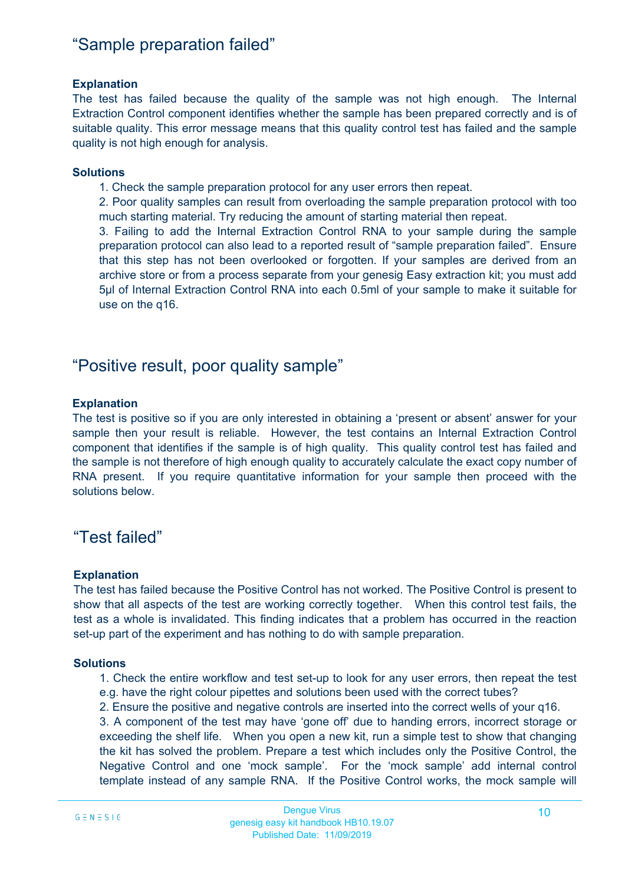## "Sample preparation failed"

**Explanation**

The test has failed because the quality of the sample was not high enough. The Internal Extraction Control component identifies whether the sample has been prepared correctly and is of suitable quality. This error message means that this quality control test has failed and the sample quality is not high enough for analysis.

**Solutions**

1. Check the sample preparation protocol for any user errors then repeat.
2. Poor quality samples can result from overloading the sample preparation protocol with too much starting material. Try reducing the amount of starting material then repeat.
3. Failing to add the Internal Extraction Control RNA to your sample during the sample preparation protocol can also lead to a reported result of "sample preparation failed". Ensure that this step has not been overlooked or forgotten. If your samples are derived from an archive store or from a process separate from your genesig Easy extraction kit; you must add 5µl of Internal Extraction Control RNA into each 0.5ml of your sample to make it suitable for use on the q16.

## "Positive result, poor quality sample"

**Explanation**

The test is positive so if you are only interested in obtaining a 'present or absent' answer for your sample then your result is reliable. However, the test contains an Internal Extraction Control component that identifies if the sample is of high quality. This quality control test has failed and the sample is not therefore of high enough quality to accurately calculate the exact copy number of RNA present. If you require quantitative information for your sample then proceed with the solutions below.

## "Test failed"

**Explanation**

The test has failed because the Positive Control has not worked. The Positive Control is present to show that all aspects of the test are working correctly together. When this control test fails, the test as a whole is invalidated. This finding indicates that a problem has occurred in the reaction set-up part of the experiment and has nothing to do with sample preparation.

**Solutions**

1. Check the entire workflow and test set-up to look for any user errors, then repeat the test e.g. have the right colour pipettes and solutions been used with the correct tubes?
2. Ensure the positive and negative controls are inserted into the correct wells of your q16.
3. A component of the test may have 'gone off' due to handing errors, incorrect storage or exceeding the shelf life. When you open a new kit, run a simple test to show that changing the kit has solved the problem. Prepare a test which includes only the Positive Control, the Negative Control and one 'mock sample'. For the 'mock sample' add internal control template instead of any sample RNA. If the Positive Control works, the mock sample will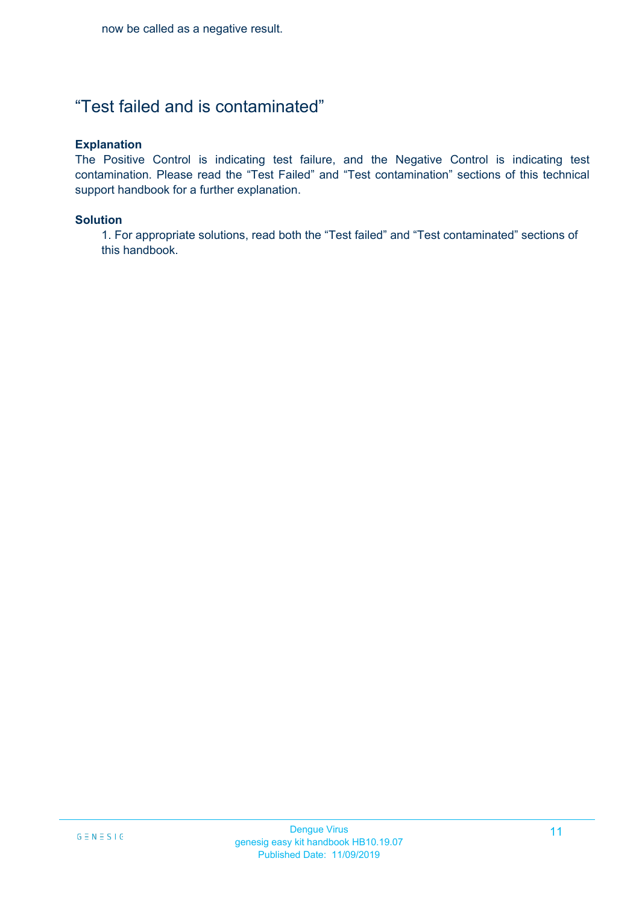now be called as a negative result.

## “Test failed and is contaminated”

**Explanation**

The Positive Control is indicating test failure, and the Negative Control is indicating test contamination. Please read the “Test Failed” and “Test contamination” sections of this technical support handbook for a further explanation.

**Solution**

1. For appropriate solutions, read both the “Test failed” and “Test contaminated” sections of this handbook.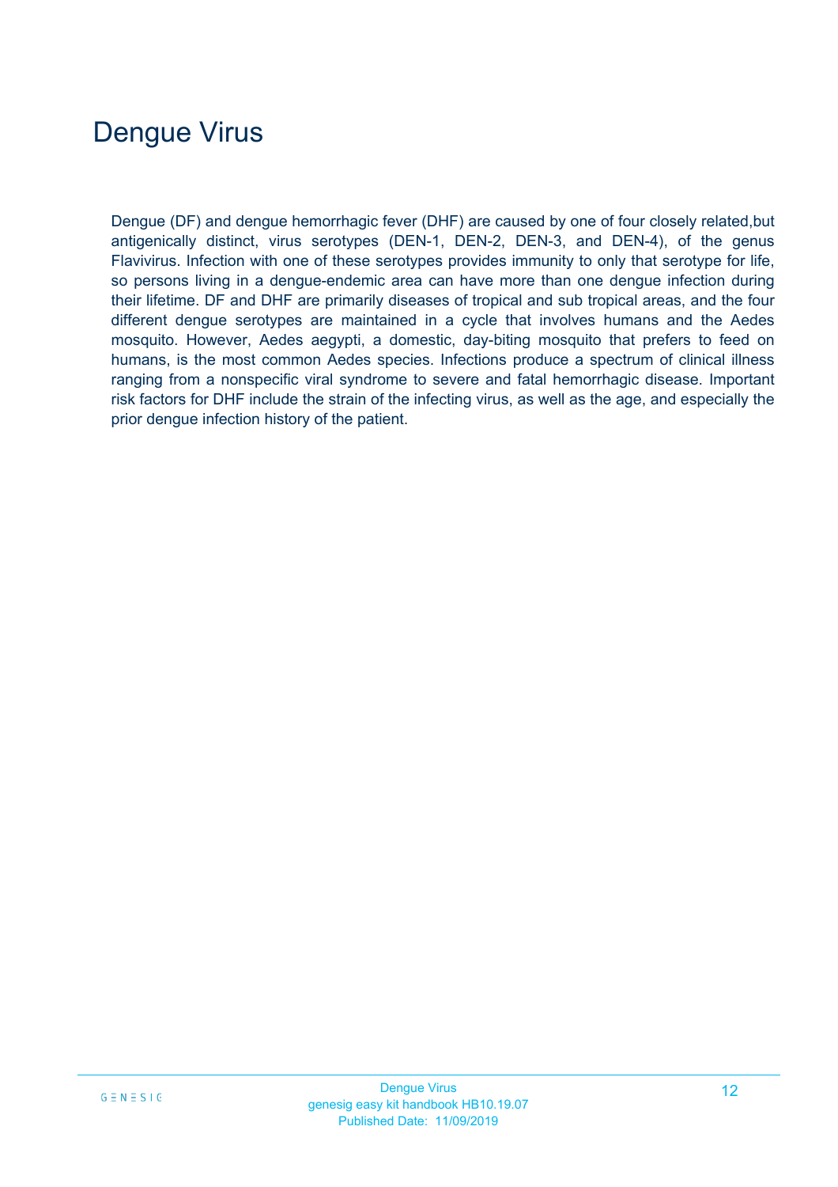# Dengue Virus

Dengue (DF) and dengue hemorrhagic fever (DHF) are caused by one of four closely related,but antigenically distinct, virus serotypes (DEN-1, DEN-2, DEN-3, and DEN-4), of the genus Flavivirus. Infection with one of these serotypes provides immunity to only that serotype for life, so persons living in a dengue-endemic area can have more than one dengue infection during their lifetime. DF and DHF are primarily diseases of tropical and sub tropical areas, and the four different dengue serotypes are maintained in a cycle that involves humans and the Aedes mosquito. However, Aedes aegypti, a domestic, day-biting mosquito that prefers to feed on humans, is the most common Aedes species. Infections produce a spectrum of clinical illness ranging from a nonspecific viral syndrome to severe and fatal hemorrhagic disease. Important risk factors for DHF include the strain of the infecting virus, as well as the age, and especially the prior dengue infection history of the patient.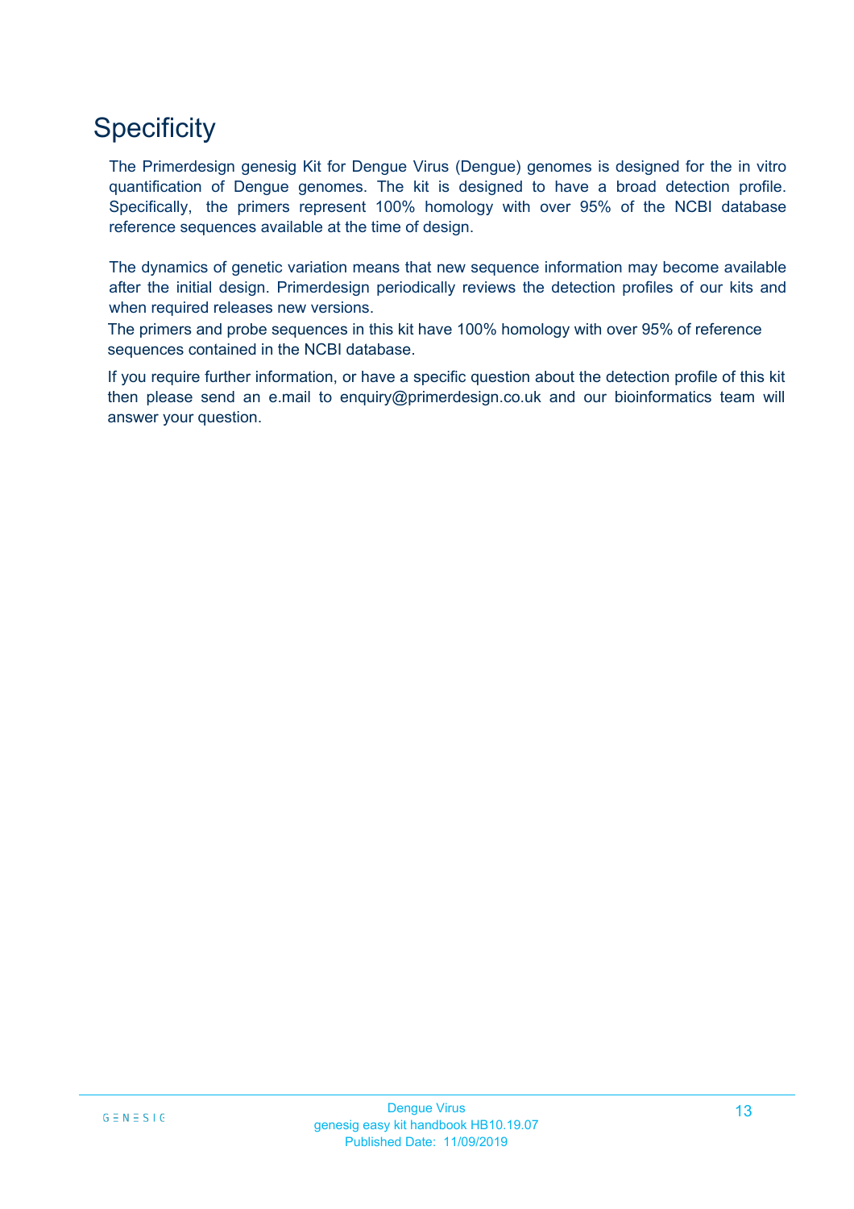# Specificity

The Primerdesign genesig Kit for Dengue Virus (Dengue) genomes is designed for the in vitro quantification of Dengue genomes. The kit is designed to have a broad detection profile. Specifically, the primers represent 100% homology with over 95% of the NCBI database reference sequences available at the time of design.

The dynamics of genetic variation means that new sequence information may become available after the initial design. Primerdesign periodically reviews the detection profiles of our kits and when required releases new versions.

The primers and probe sequences in this kit have 100% homology with over 95% of reference sequences contained in the NCBI database.

If you require further information, or have a specific question about the detection profile of this kit then please send an e.mail to enquiry@primerdesign.co.uk and our bioinformatics team will answer your question.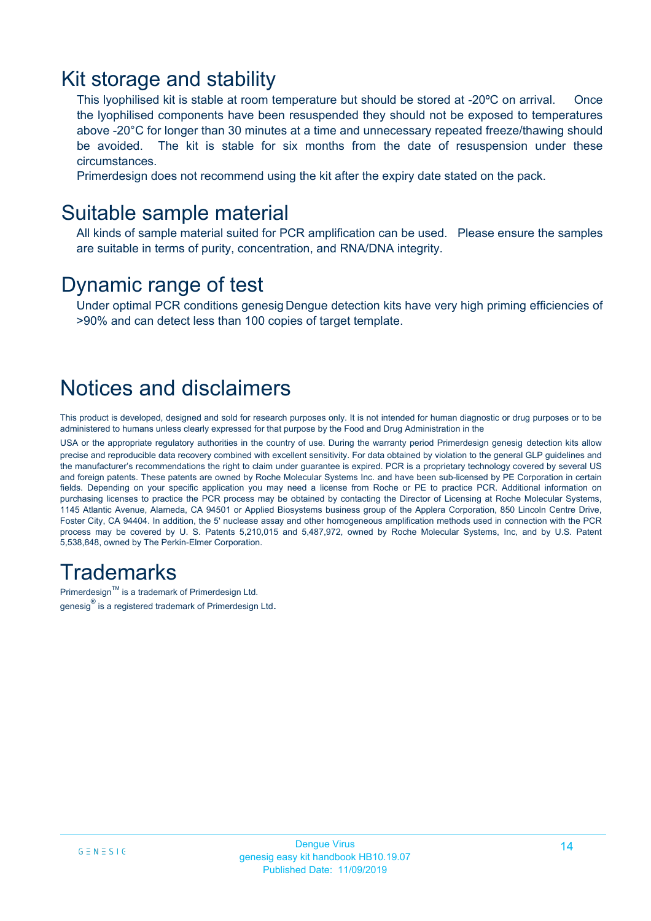## Kit storage and stability

This lyophilised kit is stable at room temperature but should be stored at -20ºC on arrival. Once the lyophilised components have been resuspended they should not be exposed to temperatures above -20°C for longer than 30 minutes at a time and unnecessary repeated freeze/thawing should be avoided. The kit is stable for six months from the date of resuspension under these circumstances.

Primerdesign does not recommend using the kit after the expiry date stated on the pack.

## Suitable sample material

All kinds of sample material suited for PCR amplification can be used. Please ensure the samples are suitable in terms of purity, concentration, and RNA/DNA integrity.

## Dynamic range of test

Under optimal PCR conditions genesig Dengue detection kits have very high priming efficiencies of >90% and can detect less than 100 copies of target template.

# Notices and disclaimers

This product is developed, designed and sold for research purposes only. It is not intended for human diagnostic or drug purposes or to be administered to humans unless clearly expressed for that purpose by the Food and Drug Administration in the USA or the appropriate regulatory authorities in the country of use. During the warranty period Primerdesign genesig detection kits allow precise and reproducible data recovery combined with excellent sensitivity. For data obtained by violation to the general GLP guidelines and the manufacturer's recommendations the right to claim under guarantee is expired. PCR is a proprietary technology covered by several US and foreign patents. These patents are owned by Roche Molecular Systems Inc. and have been sub-licensed by PE Corporation in certain fields. Depending on your specific application you may need a license from Roche or PE to practice PCR. Additional information on purchasing licenses to practice the PCR process may be obtained by contacting the Director of Licensing at Roche Molecular Systems, 1145 Atlantic Avenue, Alameda, CA 94501 or Applied Biosystems business group of the Applera Corporation, 850 Lincoln Centre Drive, Foster City, CA 94404. In addition, the 5' nuclease assay and other homogeneous amplification methods used in connection with the PCR process may be covered by U. S. Patents 5,210,015 and 5,487,972, owned by Roche Molecular Systems, Inc, and by U.S. Patent 5,538,848, owned by The Perkin-Elmer Corporation.

# Trademarks

Primerdesign™ is a trademark of Primerdesign Ltd.

genesig® is a registered trademark of Primerdesign Ltd.